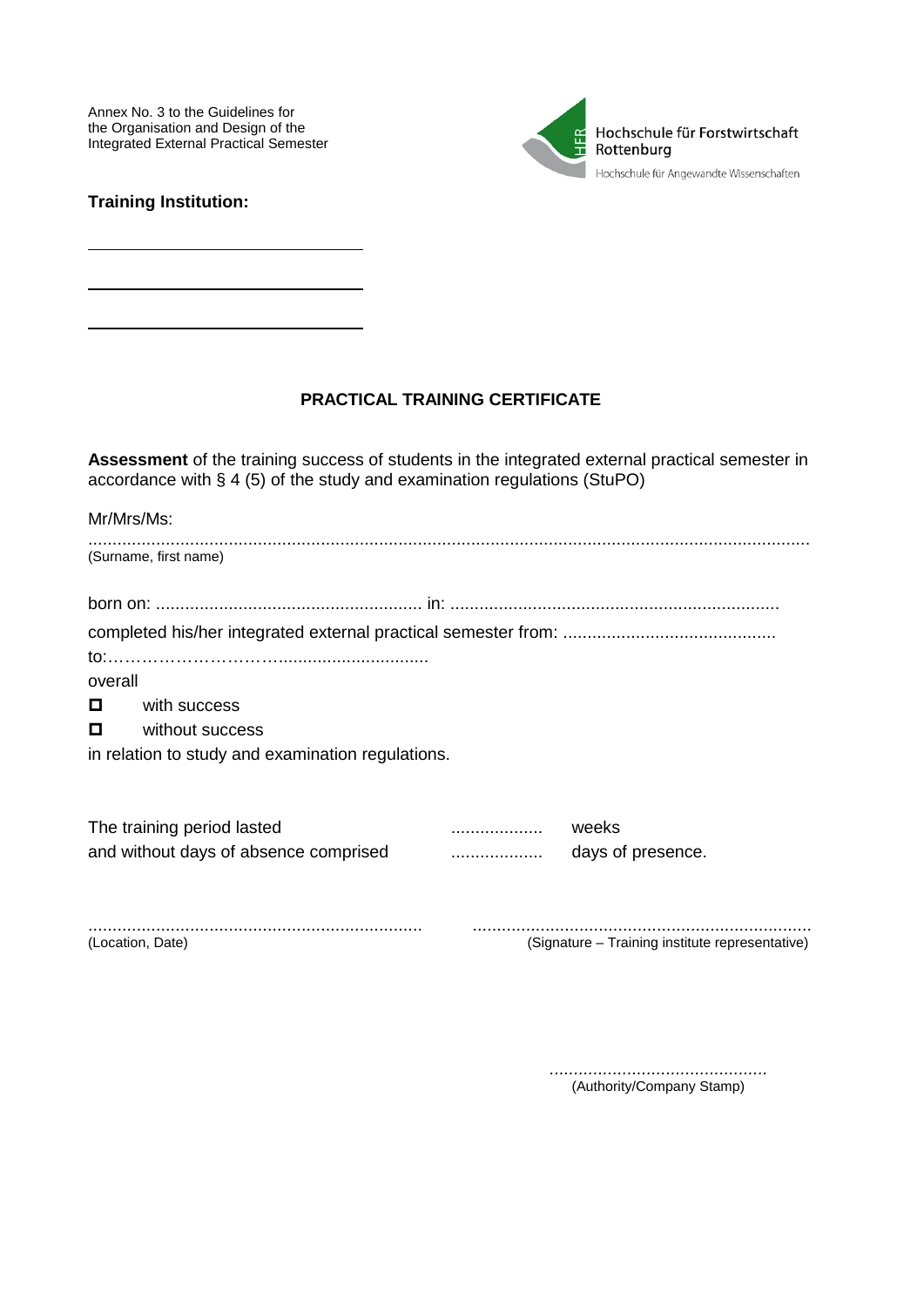Annex No. 3 to the Guidelines for
the Organisation and Design of the
Integrated External Practical Semester

Hochschule für Forstwirtschaft
Rottenburg
Hochschule für Angewandte Wissenschaften

**Training Institution:**

\_\_\_\_\_\_\_\_\_\_\_\_\_\_\_\_\_\_\_\_\_\_\_\_\_\_\_\_\_\_\_\_

\_\_\_\_\_\_\_\_\_\_\_\_\_\_\_\_\_\_\_\_\_\_\_\_\_\_\_\_\_\_\_\_

\_\_\_\_\_\_\_\_\_\_\_\_\_\_\_\_\_\_\_\_\_\_\_\_\_\_\_\_\_\_\_\_

## PRACTICAL TRAINING CERTIFICATE

**Assessment** of the training success of students in the integrated external practical semester in accordance with § 4 (5) of the study and examination regulations (StuPO)

Mr/Mrs/Ms:

.......................................................................................................................................................
(Surname, first name)

born on: ....................................................... in: ...................................................................

completed his/her integrated external practical semester from: ............................................
to:……………………….............................

overall

- ☐ with success
- ☐ without success

in relation to study and examination regulations.

The training period lasted ................... weeks
and without days of absence comprised ................... days of presence.

.................................................................... .....................................................................
(Location, Date) (Signature – Training institute representative)

.............................................
(Authority/Company Stamp)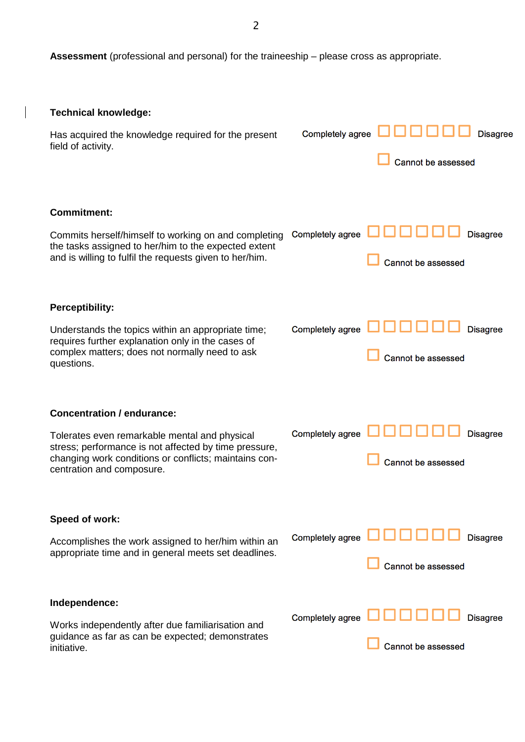**Assessment** (professional and personal) for the traineeship – please cross as appropriate.

**Technical knowledge:**

Has acquired the knowledge required for the present field of activity.

Completely agree ☐ ☐ ☐ ☐ ☐ ☐ Disagree

☐ Cannot be assessed

**Commitment:**

Commits herself/himself to working on and completing the tasks assigned to her/him to the expected extent and is willing to fulfil the requests given to her/him.

Completely agree ☐ ☐ ☐ ☐ ☐ ☐ Disagree

☐ Cannot be assessed

**Perceptibility:**

Understands the topics within an appropriate time; requires further explanation only in the cases of complex matters; does not normally need to ask questions.

Completely agree ☐ ☐ ☐ ☐ ☐ ☐ Disagree

☐ Cannot be assessed

**Concentration / endurance:**

Tolerates even remarkable mental and physical stress; performance is not affected by time pressure, changing work conditions or conflicts; maintains concentration and composure.

Completely agree ☐ ☐ ☐ ☐ ☐ ☐ Disagree

☐ Cannot be assessed

**Speed of work:**

Accomplishes the work assigned to her/him within an appropriate time and in general meets set deadlines.

Completely agree ☐ ☐ ☐ ☐ ☐ ☐ Disagree

☐ Cannot be assessed

**Independence:**

Works independently after due familiarisation and guidance as far as can be expected; demonstrates initiative.

Completely agree ☐ ☐ ☐ ☐ ☐ ☐ Disagree

☐ Cannot be assessed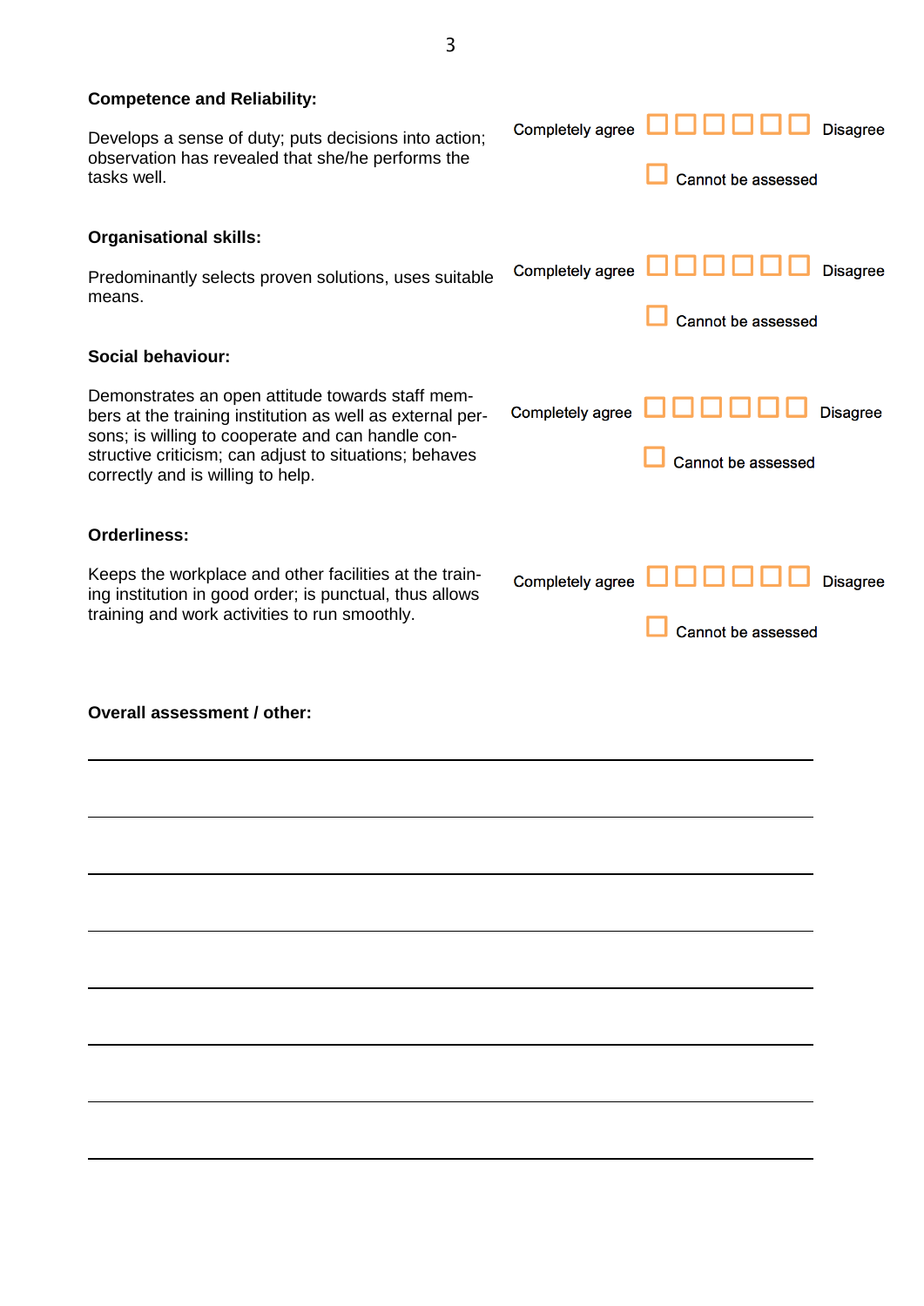**Competence and Reliability:**

Develops a sense of duty; puts decisions into action; observation has revealed that she/he performs the tasks well.

Completely agree ☐ ☐ ☐ ☐ ☐ ☐ Disagree

☐ Cannot be assessed

**Organisational skills:**

Predominantly selects proven solutions, uses suitable means.

Completely agree ☐ ☐ ☐ ☐ ☐ ☐ Disagree

☐ Cannot be assessed

**Social behaviour:**

Demonstrates an open attitude towards staff members at the training institution as well as external persons; is willing to cooperate and can handle constructive criticism; can adjust to situations; behaves correctly and is willing to help.

Completely agree ☐ ☐ ☐ ☐ ☐ ☐ Disagree

☐ Cannot be assessed

**Orderliness:**

Keeps the workplace and other facilities at the training institution in good order; is punctual, thus allows training and work activities to run smoothly.

Completely agree ☐ ☐ ☐ ☐ ☐ ☐ Disagree

☐ Cannot be assessed

**Overall assessment / other:**

\_\_\_\_\_\_\_\_\_\_\_\_\_\_\_\_\_\_\_\_\_\_\_\_\_\_\_\_\_\_\_\_\_\_\_\_\_\_\_\_\_\_\_\_\_\_\_\_\_\_\_\_\_\_\_\_\_\_\_\_\_\_\_\_

\_\_\_\_\_\_\_\_\_\_\_\_\_\_\_\_\_\_\_\_\_\_\_\_\_\_\_\_\_\_\_\_\_\_\_\_\_\_\_\_\_\_\_\_\_\_\_\_\_\_\_\_\_\_\_\_\_\_\_\_\_\_\_\_

\_\_\_\_\_\_\_\_\_\_\_\_\_\_\_\_\_\_\_\_\_\_\_\_\_\_\_\_\_\_\_\_\_\_\_\_\_\_\_\_\_\_\_\_\_\_\_\_\_\_\_\_\_\_\_\_\_\_\_\_\_\_\_\_

\_\_\_\_\_\_\_\_\_\_\_\_\_\_\_\_\_\_\_\_\_\_\_\_\_\_\_\_\_\_\_\_\_\_\_\_\_\_\_\_\_\_\_\_\_\_\_\_\_\_\_\_\_\_\_\_\_\_\_\_\_\_\_\_

\_\_\_\_\_\_\_\_\_\_\_\_\_\_\_\_\_\_\_\_\_\_\_\_\_\_\_\_\_\_\_\_\_\_\_\_\_\_\_\_\_\_\_\_\_\_\_\_\_\_\_\_\_\_\_\_\_\_\_\_\_\_\_\_

\_\_\_\_\_\_\_\_\_\_\_\_\_\_\_\_\_\_\_\_\_\_\_\_\_\_\_\_\_\_\_\_\_\_\_\_\_\_\_\_\_\_\_\_\_\_\_\_\_\_\_\_\_\_\_\_\_\_\_\_\_\_\_\_

\_\_\_\_\_\_\_\_\_\_\_\_\_\_\_\_\_\_\_\_\_\_\_\_\_\_\_\_\_\_\_\_\_\_\_\_\_\_\_\_\_\_\_\_\_\_\_\_\_\_\_\_\_\_\_\_\_\_\_\_\_\_\_\_

\_\_\_\_\_\_\_\_\_\_\_\_\_\_\_\_\_\_\_\_\_\_\_\_\_\_\_\_\_\_\_\_\_\_\_\_\_\_\_\_\_\_\_\_\_\_\_\_\_\_\_\_\_\_\_\_\_\_\_\_\_\_\_\_